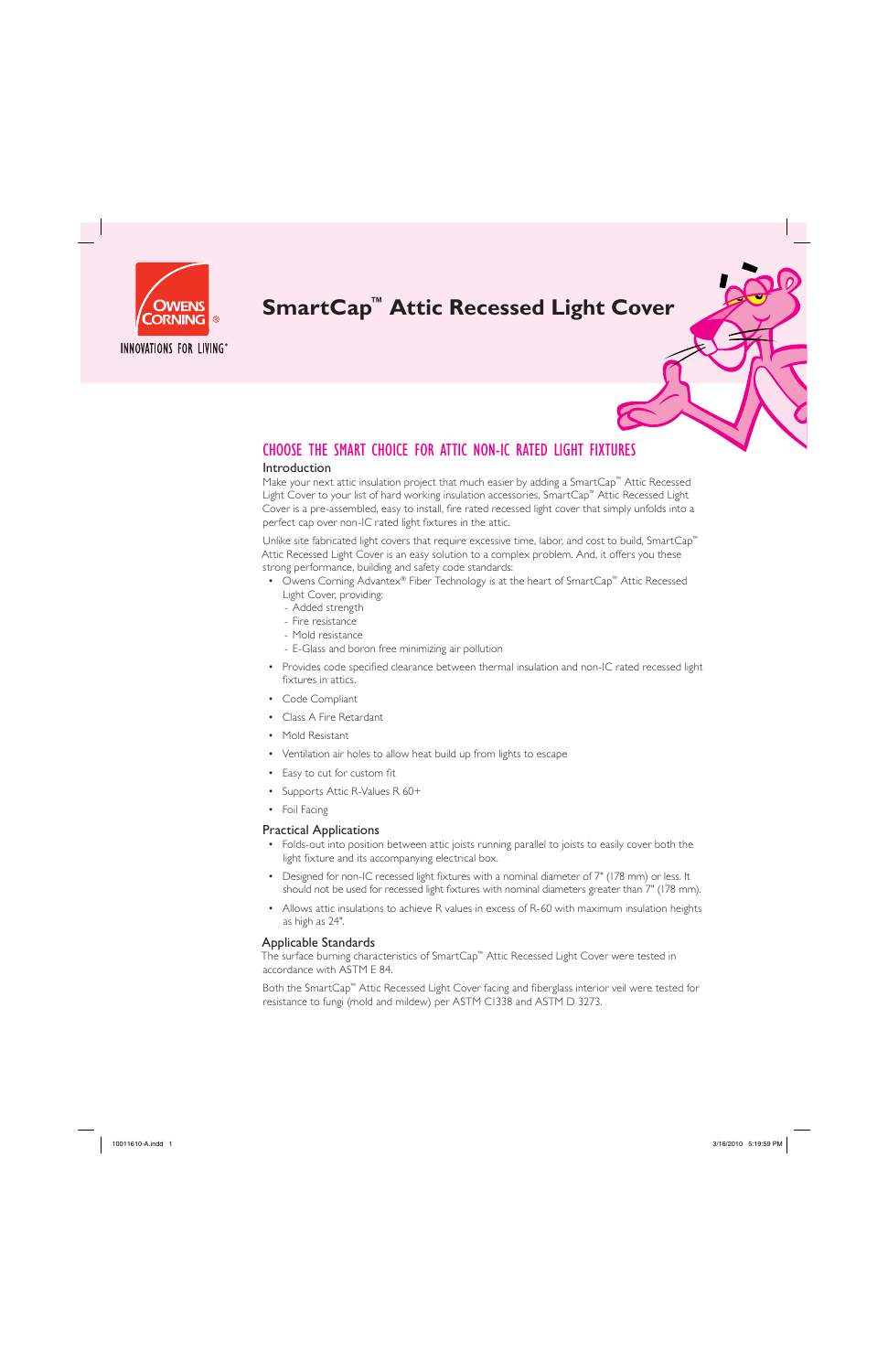Owens Corning

INNOVATIONS FOR LIVING®

# SmartCap™ Attic Recessed Light Cover

## CHOOSE THE SMART CHOICE FOR ATTIC NON-IC RATED LIGHT FIXTURES

### Introduction

Make your next attic insulation project that much easier by adding a SmartCap™ Attic Recessed Light Cover to your list of hard working insulation accessories. SmartCap™ Attic Recessed Light Cover is a pre-assembled, easy to install, fire rated recessed light cover that simply unfolds into a perfect cap over non-IC rated light fixtures in the attic.

Unlike site fabricated light covers that require excessive time, labor, and cost to build, SmartCap™ Attic Recessed Light Cover is an easy solution to a complex problem. And, it offers you these strong performance, building and safety code standards:

- Owens Corning Advantex® Fiber Technology is at the heart of SmartCap™ Attic Recessed Light Cover, providing:
  - Added strength
  - Fire resistance
  - Mold resistance
  - E-Glass and boron free minimizing air pollution
- Provides code specified clearance between thermal insulation and non-IC rated recessed light fixtures in attics.
- Code Compliant
- Class A Fire Retardant
- Mold Resistant
- Ventilation air holes to allow heat build up from lights to escape
- Easy to cut for custom fit
- Supports Attic R-Values R 60+
- Foil Facing

### Practical Applications

- Folds-out into position between attic joists running parallel to joists to easily cover both the light fixture and its accompanying electrical box.
- Designed for non-IC recessed light fixtures with a nominal diameter of 7" (178 mm) or less. It should not be used for recessed light fixtures with nominal diameters greater than 7" (178 mm).
- Allows attic insulations to achieve R values in excess of R-60 with maximum insulation heights as high as 24".

### Applicable Standards

The surface burning characteristics of SmartCap™ Attic Recessed Light Cover were tested in accordance with ASTM E 84.

Both the SmartCap™ Attic Recessed Light Cover facing and fiberglass interior veil were tested for resistance to fungi (mold and mildew) per ASTM C1338 and ASTM D 3273.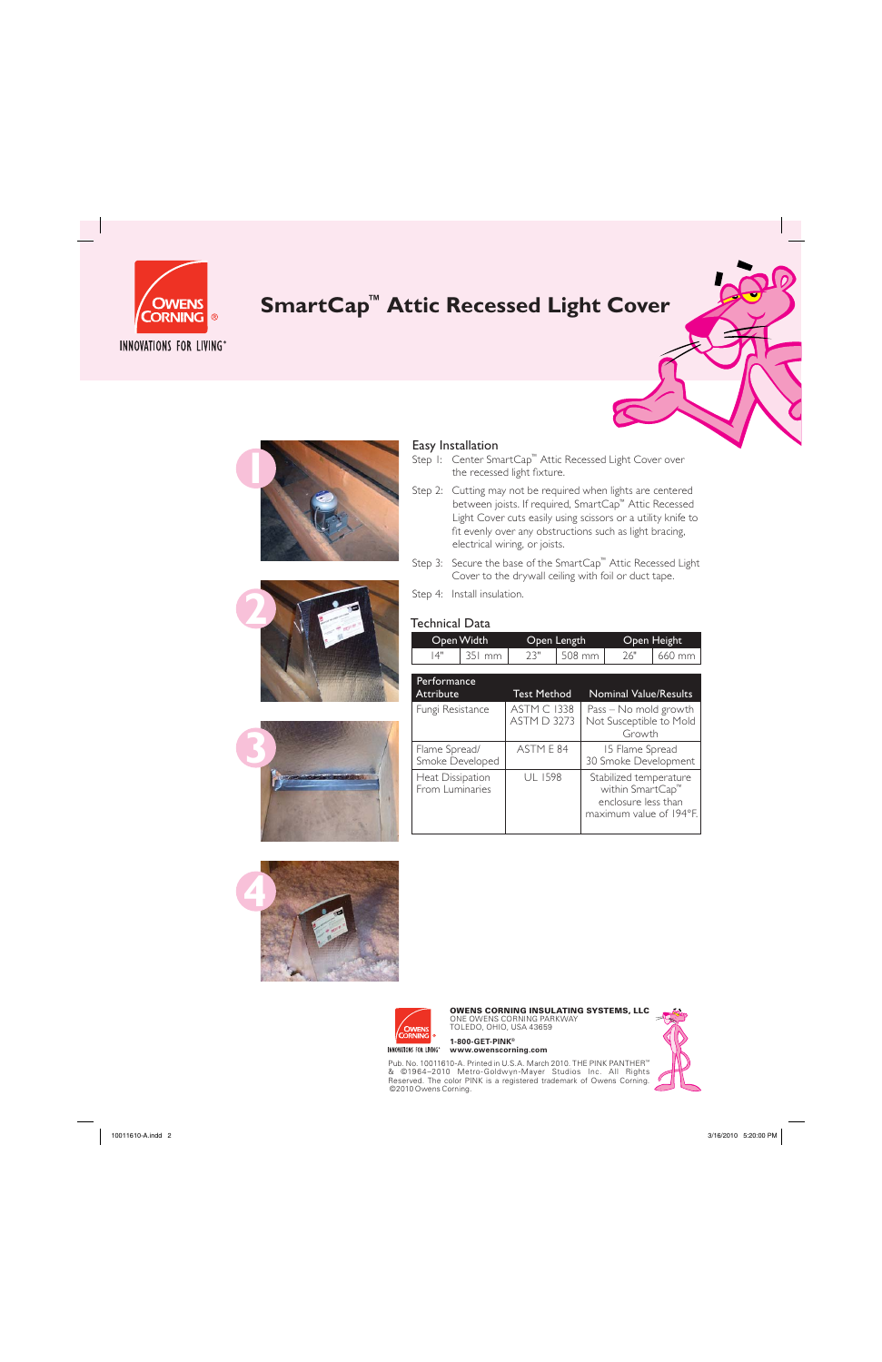OWENS CORNING®

INNOVATIONS FOR LIVING®

# SmartCap™ Attic Recessed Light Cover

## Easy Installation

Step 1: Center SmartCap™ Attic Recessed Light Cover over the recessed light fixture.

Step 2: Cutting may not be required when lights are centered between joists. If required, SmartCap™ Attic Recessed Light Cover cuts easily using scissors or a utility knife to fit evenly over any obstructions such as light bracing, electrical wiring, or joists.

Step 3: Secure the base of the SmartCap™ Attic Recessed Light Cover to the drywall ceiling with foil or duct tape.

Step 4: Install insulation.

## Technical Data

| Open Width | | Open Length | | Open Height | |
|---|---|---|---|---|---|
| 14" | 351 mm | 23" | 508 mm | 26" | 660 mm |

| Performance Attribute | Test Method | Nominal Value/Results |
|---|---|---|
| Fungi Resistance | ASTM C 1338 ASTM D 3273 | Pass – No mold growth Not Susceptible to Mold Growth |
| Flame Spread/ Smoke Developed | ASTM E 84 | 15 Flame Spread 30 Smoke Development |
| Heat Dissipation From Luminaries | UL 1598 | Stabilized temperature within SmartCap™ enclosure less than maximum value of 194°F. |

**OWENS CORNING INSULATING SYSTEMS, LLC**
ONE OWENS CORNING PARKWAY
TOLEDO, OHIO, USA 43659

**1-800-GET-PINK®**
**www.owenscorning.com**

Pub. No. 10011610-A. Printed in U.S.A. March 2010. THE PINK PANTHER™ & ©1964–2010 Metro-Goldwyn-Mayer Studios Inc. All Rights Reserved. The color PINK is a registered trademark of Owens Corning. ©2010 Owens Corning.